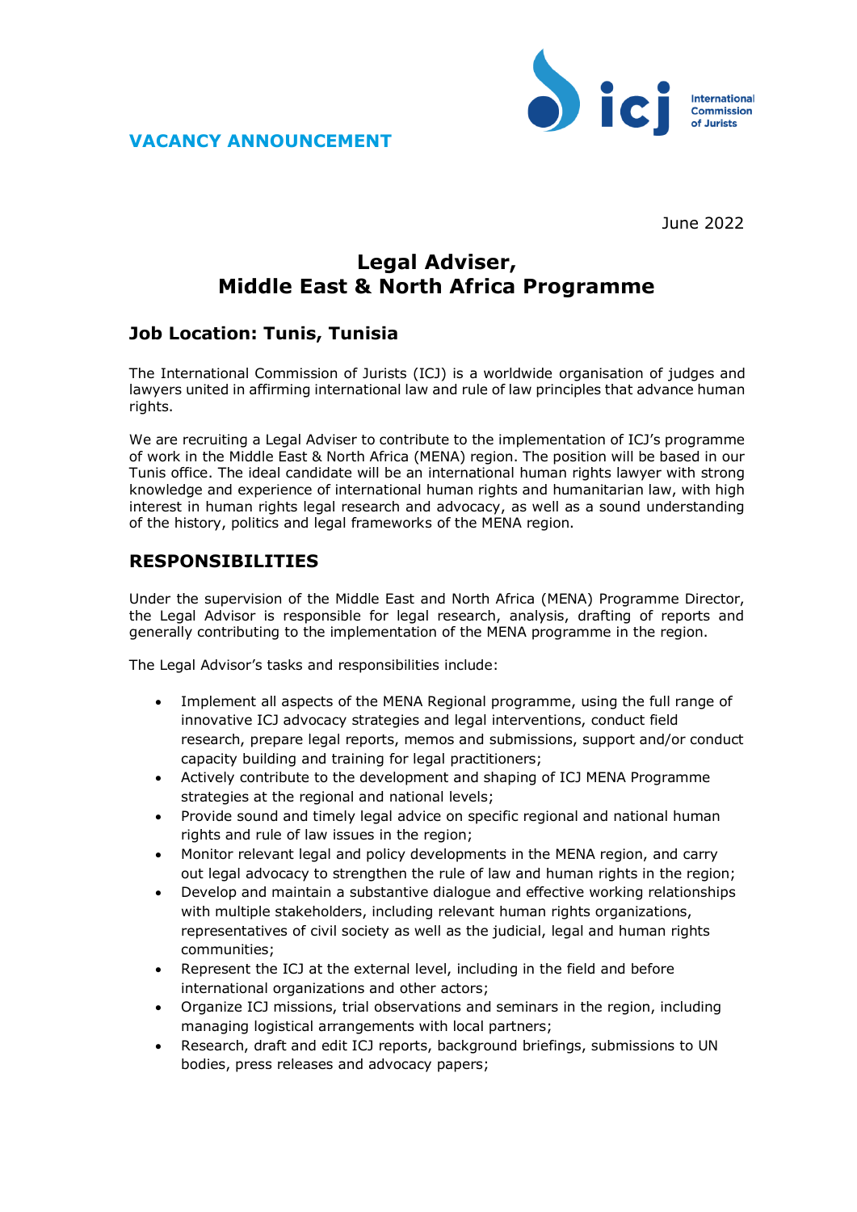**VACANCY ANNOUNCEMENT**

International Commission of Jurists

June 2022

# Legal Adviser, Middle East & North Africa Programme

## Job Location: Tunis, Tunisia

The International Commission of Jurists (ICJ) is a worldwide organisation of judges and lawyers united in affirming international law and rule of law principles that advance human rights.

We are recruiting a Legal Adviser to contribute to the implementation of ICJ's programme of work in the Middle East & North Africa (MENA) region. The position will be based in our Tunis office. The ideal candidate will be an international human rights lawyer with strong knowledge and experience of international human rights and humanitarian law, with high interest in human rights legal research and advocacy, as well as a sound understanding of the history, politics and legal frameworks of the MENA region.

## RESPONSIBILITIES

Under the supervision of the Middle East and North Africa (MENA) Programme Director, the Legal Advisor is responsible for legal research, analysis, drafting of reports and generally contributing to the implementation of the MENA programme in the region.

The Legal Advisor's tasks and responsibilities include:

- Implement all aspects of the MENA Regional programme, using the full range of innovative ICJ advocacy strategies and legal interventions, conduct field research, prepare legal reports, memos and submissions, support and/or conduct capacity building and training for legal practitioners;
- Actively contribute to the development and shaping of ICJ MENA Programme strategies at the regional and national levels;
- Provide sound and timely legal advice on specific regional and national human rights and rule of law issues in the region;
- Monitor relevant legal and policy developments in the MENA region, and carry out legal advocacy to strengthen the rule of law and human rights in the region;
- Develop and maintain a substantive dialogue and effective working relationships with multiple stakeholders, including relevant human rights organizations, representatives of civil society as well as the judicial, legal and human rights communities;
- Represent the ICJ at the external level, including in the field and before international organizations and other actors;
- Organize ICJ missions, trial observations and seminars in the region, including managing logistical arrangements with local partners;
- Research, draft and edit ICJ reports, background briefings, submissions to UN bodies, press releases and advocacy papers;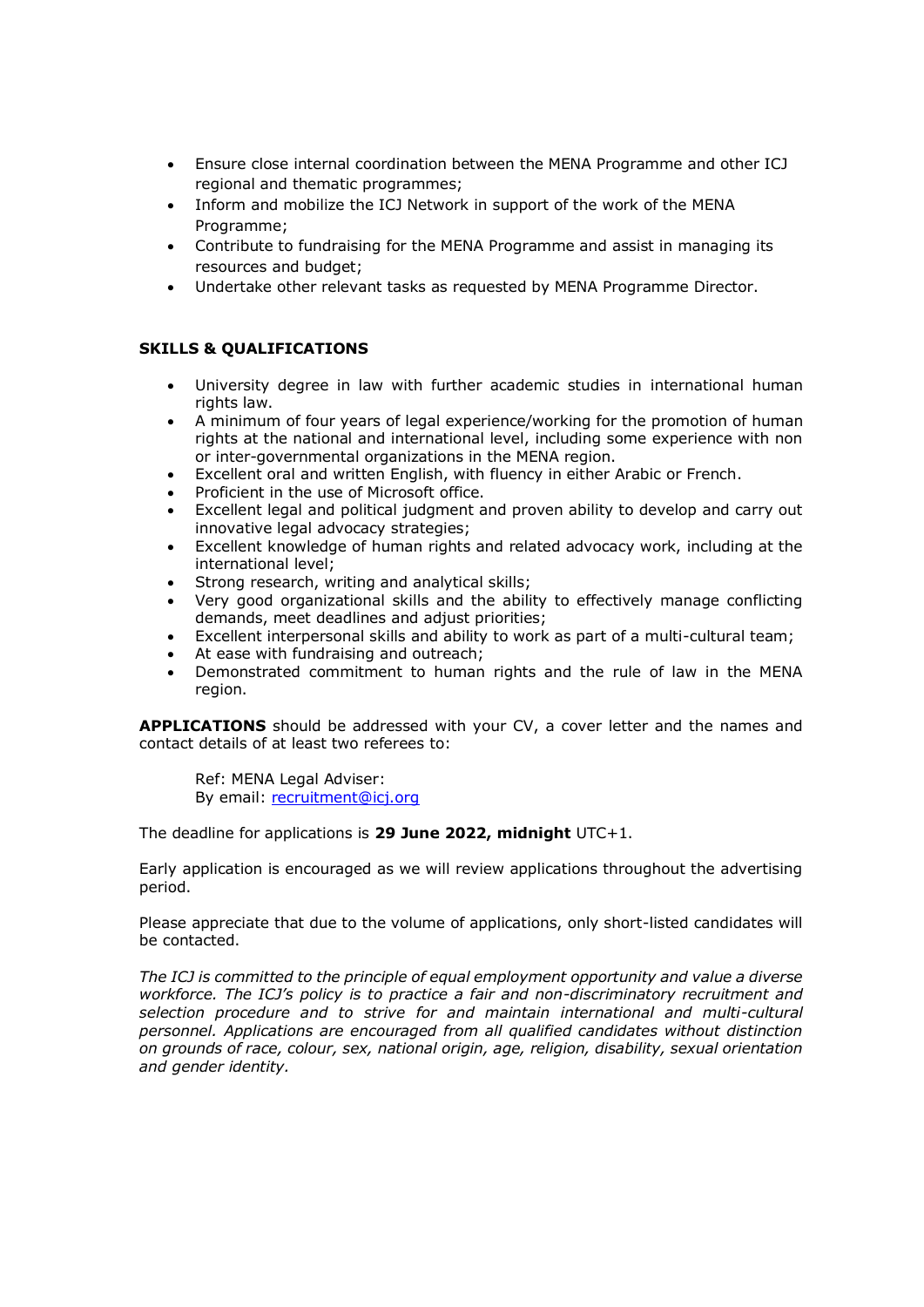- Ensure close internal coordination between the MENA Programme and other ICJ regional and thematic programmes;
- Inform and mobilize the ICJ Network in support of the work of the MENA Programme;
- Contribute to fundraising for the MENA Programme and assist in managing its resources and budget;
- Undertake other relevant tasks as requested by MENA Programme Director.

**SKILLS & QUALIFICATIONS**

- University degree in law with further academic studies in international human rights law.
- A minimum of four years of legal experience/working for the promotion of human rights at the national and international level, including some experience with non or inter-governmental organizations in the MENA region.
- Excellent oral and written English, with fluency in either Arabic or French.
- Proficient in the use of Microsoft office.
- Excellent legal and political judgment and proven ability to develop and carry out innovative legal advocacy strategies;
- Excellent knowledge of human rights and related advocacy work, including at the international level;
- Strong research, writing and analytical skills;
- Very good organizational skills and the ability to effectively manage conflicting demands, meet deadlines and adjust priorities;
- Excellent interpersonal skills and ability to work as part of a multi-cultural team;
- At ease with fundraising and outreach;
- Demonstrated commitment to human rights and the rule of law in the MENA region.

**APPLICATIONS** should be addressed with your CV, a cover letter and the names and contact details of at least two referees to:

Ref: MENA Legal Adviser:
By email: recruitment@icj.org

The deadline for applications is **29 June 2022, midnight** UTC+1.

Early application is encouraged as we will review applications throughout the advertising period.

Please appreciate that due to the volume of applications, only short-listed candidates will be contacted.

*The ICJ is committed to the principle of equal employment opportunity and value a diverse workforce. The ICJ's policy is to practice a fair and non-discriminatory recruitment and selection procedure and to strive for and maintain international and multi-cultural personnel. Applications are encouraged from all qualified candidates without distinction on grounds of race, colour, sex, national origin, age, religion, disability, sexual orientation and gender identity.*